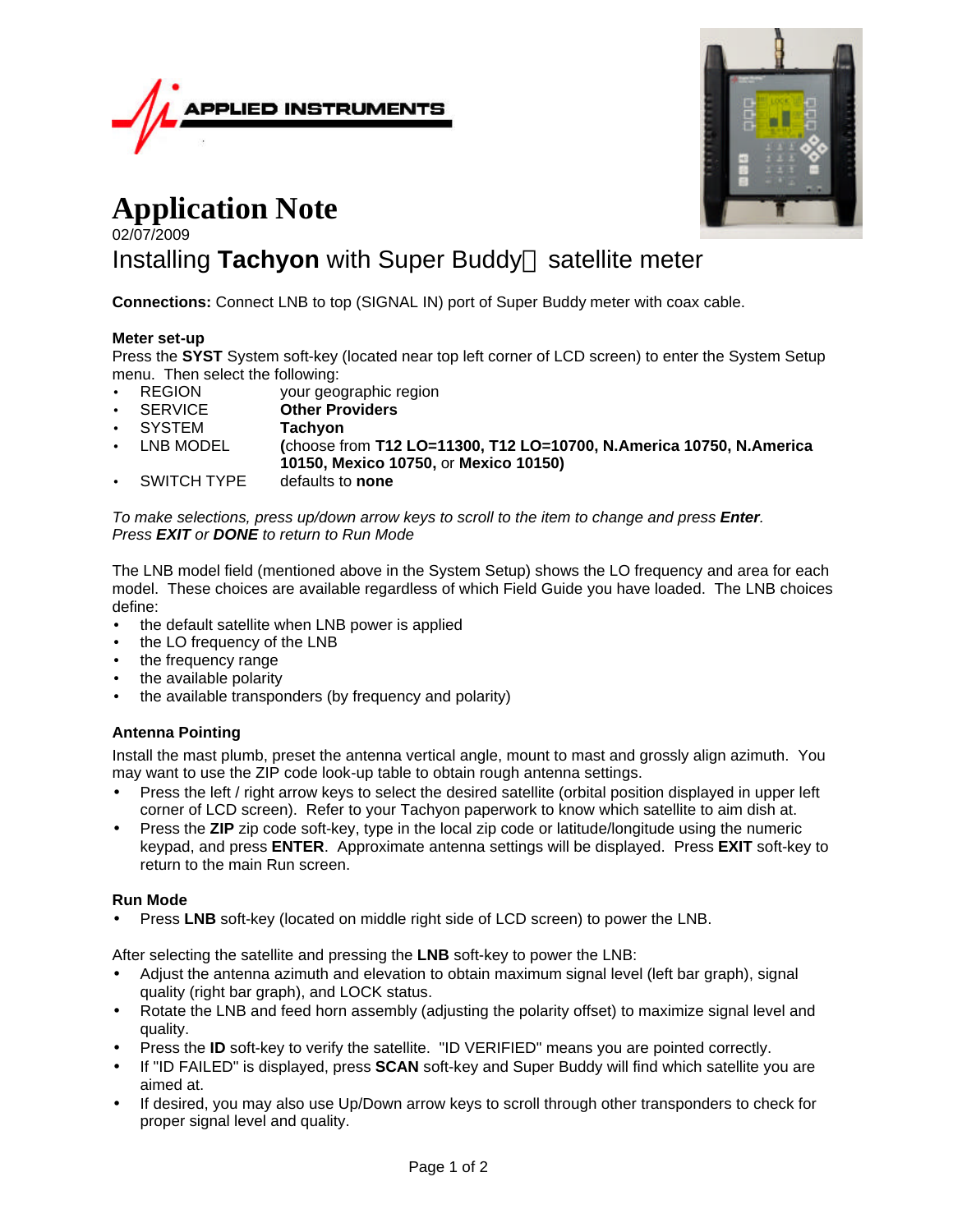APPLIED INSTRUMENTS

# Application Note

02/07/2009

## Installing **Tachyon** with Super Buddy satellite meter

**Connections:** Connect LNB to top (SIGNAL IN) port of Super Buddy meter with coax cable.

**Meter set-up**

Press the **SYST** System soft-key (located near top left corner of LCD screen) to enter the System Setup menu. Then select the following:

- REGION — your geographic region
- SERVICE — **Other Providers**
- SYSTEM — **Tachyon**
- LNB MODEL — **(**choose from **T12 LO=11300, T12 LO=10700, N.America 10750, N.America 10150, Mexico 10750,** or **Mexico 10150)**
- SWITCH TYPE — defaults to **none**

*To make selections, press up/down arrow keys to scroll to the item to change and press **Enter**.*
*Press **EXIT** or **DONE** to return to Run Mode*

The LNB model field (mentioned above in the System Setup) shows the LO frequency and area for each model. These choices are available regardless of which Field Guide you have loaded. The LNB choices define:

- the default satellite when LNB power is applied
- the LO frequency of the LNB
- the frequency range
- the available polarity
- the available transponders (by frequency and polarity)

**Antenna Pointing**

Install the mast plumb, preset the antenna vertical angle, mount to mast and grossly align azimuth. You may want to use the ZIP code look-up table to obtain rough antenna settings.

- Press the left / right arrow keys to select the desired satellite (orbital position displayed in upper left corner of LCD screen). Refer to your Tachyon paperwork to know which satellite to aim dish at.
- Press the **ZIP** zip code soft-key, type in the local zip code or latitude/longitude using the numeric keypad, and press **ENTER**. Approximate antenna settings will be displayed. Press **EXIT** soft-key to return to the main Run screen.

**Run Mode**

- Press **LNB** soft-key (located on middle right side of LCD screen) to power the LNB.

After selecting the satellite and pressing the **LNB** soft-key to power the LNB:

- Adjust the antenna azimuth and elevation to obtain maximum signal level (left bar graph), signal quality (right bar graph), and LOCK status.
- Rotate the LNB and feed horn assembly (adjusting the polarity offset) to maximize signal level and quality.
- Press the **ID** soft-key to verify the satellite. "ID VERIFIED" means you are pointed correctly.
- If "ID FAILED" is displayed, press **SCAN** soft-key and Super Buddy will find which satellite you are aimed at.
- If desired, you may also use Up/Down arrow keys to scroll through other transponders to check for proper signal level and quality.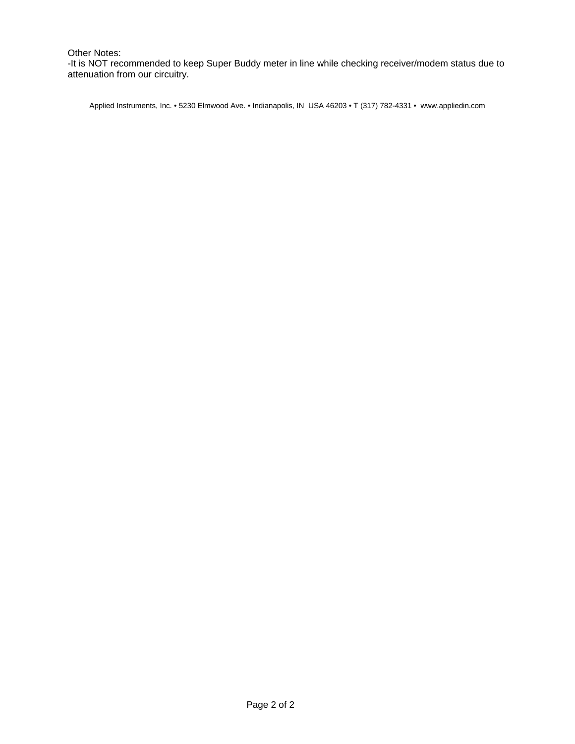Other Notes:

-It is NOT recommended to keep Super Buddy meter in line while checking receiver/modem status due to attenuation from our circuitry.

Applied Instruments, Inc. • 5230 Elmwood Ave. • Indianapolis, IN USA 46203 • T (317) 782-4331 • www.appliedin.com